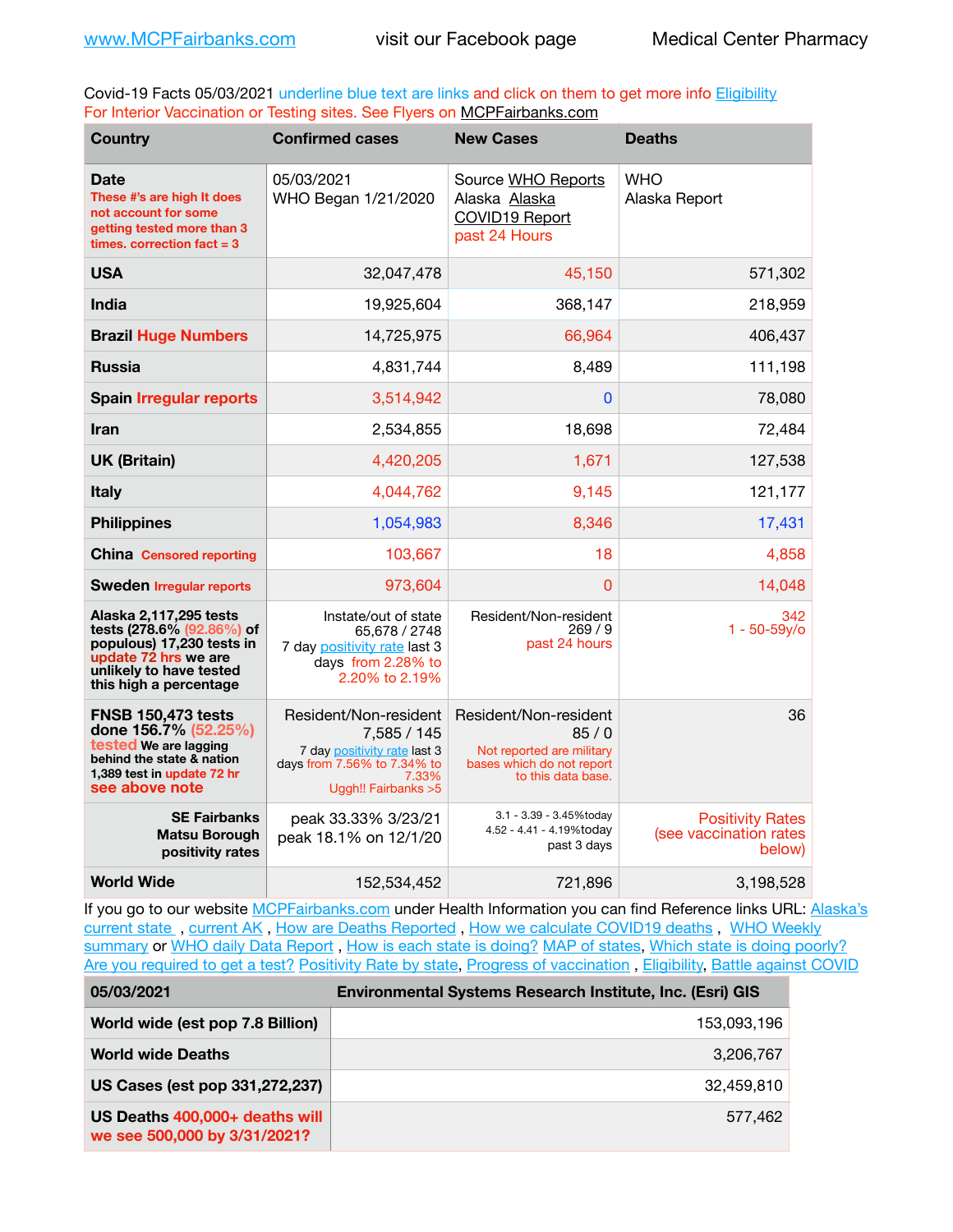www.MCPFairbanks.com　　　visit our Facebook page　　　Medical Center Pharmacy

Covid-19 Facts 05/03/2021 underline blue text are links and click on them to get more info Eligibility
For Interior Vaccination or Testing sites. See Flyers on MCPFairbanks.com

| Country | Confirmed cases | New Cases | Deaths |
|---|---|---|---|
| **Date** These #'s are high It does not account for some getting tested more than 3 times. correction fact = 3 | 05/03/2021 WHO Began 1/21/2020 | Source WHO Reports Alaska Alaska COVID19 Report past 24 Hours | WHO Alaska Report |
| **USA** | 32,047,478 | 45,150 | 571,302 |
| **India** | 19,925,604 | 368,147 | 218,959 |
| **Brazil** Huge Numbers | 14,725,975 | 66,964 | 406,437 |
| **Russia** | 4,831,744 | 8,489 | 111,198 |
| **Spain** Irregular reports | 3,514,942 | 0 | 78,080 |
| **Iran** | 2,534,855 | 18,698 | 72,484 |
| **UK (Britain)** | 4,420,205 | 1,671 | 127,538 |
| **Italy** | 4,044,762 | 9,145 | 121,177 |
| **Philippines** | 1,054,983 | 8,346 | 17,431 |
| **China** Censored reporting | 103,667 | 18 | 4,858 |
| **Sweden** Irregular reports | 973,604 | 0 | 14,048 |
| **Alaska 2,117,295 tests tests (278.6% (92.86%) of populous) 17,230 tests in update 72 hrs we are unlikely to have tested this high a percentage** | Instate/out of state 65,678 / 2748 7 day positivity rate last 3 days from 2.28% to 2.20% to 2.19% | Resident/Non-resident 269 / 9 past 24 hours | 342 1 - 50-59y/o |
| **FNSB 150,473 tests done 156.7% (52.25%) tested** We are lagging behind the state & nation 1,389 test in update 72 hr see above note | Resident/Non-resident 7,585 / 145 7 day positivity rate last 3 days from 7.56% to 7.34% to 7.33% Uggh!! Fairbanks >5 | Resident/Non-resident 85 / 0 Not reported are military bases which do not report to this data base. | 36 |
| **SE Fairbanks Matsu Borough positivity rates** | peak 33.33% 3/23/21 peak 18.1% on 12/1/20 | 3.1 - 3.39 - 3.45%today 4.52 - 4.41 - 4.19%today past 3 days | Positivity Rates (see vaccination rates below) |
| **World Wide** | 152,534,452 | 721,896 | 3,198,528 |

If you go to our website MCPFairbanks.com under Health Information you can find Reference links URL: Alaska's current state , current AK , How are Deaths Reported , How we calculate COVID19 deaths , WHO Weekly summary or WHO daily Data Report , How is each state is doing? MAP of states, Which state is doing poorly? Are you required to get a test? Positivity Rate by state, Progress of vaccination , Eligibility, Battle against COVID

| 05/03/2021 | Environmental Systems Research Institute, Inc. (Esri) GIS |
|---|---|
| **World wide (est pop 7.8 Billion)** | 153,093,196 |
| **World wide Deaths** | 3,206,767 |
| **US Cases (est pop 331,272,237)** | 32,459,810 |
| **US Deaths** 400,000+ deaths will we see 500,000 by 3/31/2021? | 577,462 |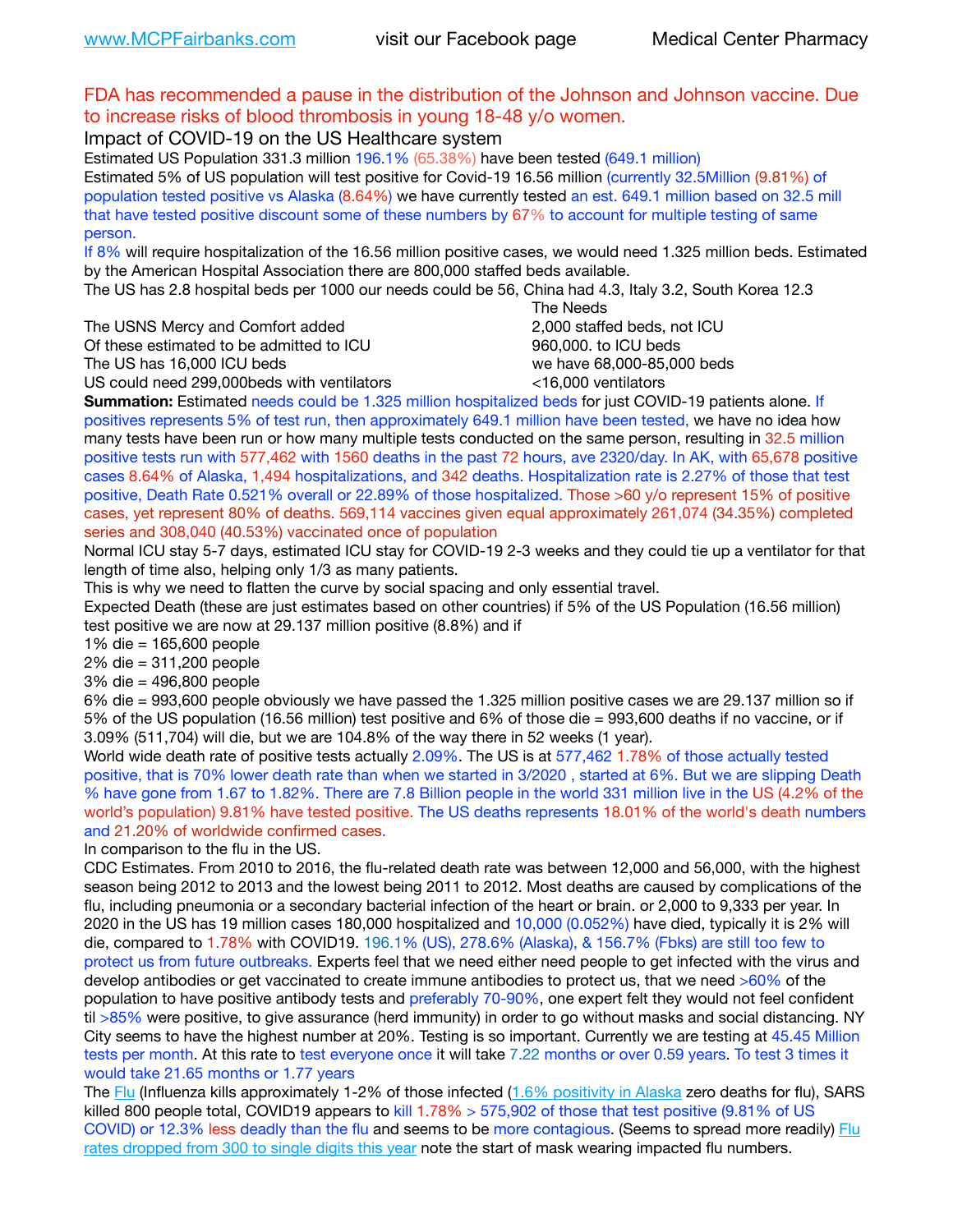www.MCPFairbanks.com visit our Facebook page Medical Center Pharmacy

FDA has recommended a pause in the distribution of the Johnson and Johnson vaccine. Due to increase risks of blood thrombosis in young 18-48 y/o women.

Impact of COVID-19 on the US Healthcare system

Estimated US Population 331.3 million 196.1% (65.38%) have been tested (649.1 million)

Estimated 5% of US population will test positive for Covid-19 16.56 million (currently 32.5Million (9.81%) of population tested positive vs Alaska (8.64%) we have currently tested an est. 649.1 million based on 32.5 mill that have tested positive discount some of these numbers by 67% to account for multiple testing of same person.

If 8% will require hospitalization of the 16.56 million positive cases, we would need 1.325 million beds. Estimated by the American Hospital Association there are 800,000 staffed beds available.

The US has 2.8 hospital beds per 1000 our needs could be 56, China had 4.3, Italy 3.2, South Korea 12.3

| | The Needs |
|---|---|
| The USNS Mercy and Comfort added | 2,000 staffed beds, not ICU |
| Of these estimated to be admitted to ICU | 960,000. to ICU beds |
| The US has 16,000 ICU beds | we have 68,000-85,000 beds |
| US could need 299,000beds with ventilators | <16,000 ventilators |

**Summation:** Estimated needs could be 1.325 million hospitalized beds for just COVID-19 patients alone. If positives represents 5% of test run, then approximately 649.1 million have been tested, we have no idea how many tests have been run or how many multiple tests conducted on the same person, resulting in 32.5 million positive tests run with 577,462 with 1560 deaths in the past 72 hours, ave 2320/day. In AK, with 65,678 positive cases 8.64% of Alaska, 1,494 hospitalizations, and 342 deaths. Hospitalization rate is 2.27% of those that test positive, Death Rate 0.521% overall or 22.89% of those hospitalized. Those >60 y/o represent 15% of positive cases, yet represent 80% of deaths. 569,114 vaccines given equal approximately 261,074 (34.35%) completed series and 308,040 (40.53%) vaccinated once of population

Normal ICU stay 5-7 days, estimated ICU stay for COVID-19 2-3 weeks and they could tie up a ventilator for that length of time also, helping only 1/3 as many patients.

This is why we need to flatten the curve by social spacing and only essential travel.

Expected Death (these are just estimates based on other countries) if 5% of the US Population (16.56 million) test positive we are now at 29.137 million positive (8.8%) and if

1% die = 165,600 people

2% die = 311,200 people

3% die = 496,800 people

6% die = 993,600 people obviously we have passed the 1.325 million positive cases we are 29.137 million so if 5% of the US population (16.56 million) test positive and 6% of those die = 993,600 deaths if no vaccine, or if 3.09% (511,704) will die, but we are 104.8% of the way there in 52 weeks (1 year).

World wide death rate of positive tests actually 2.09%. The US is at 577,462 1.78% of those actually tested positive, that is 70% lower death rate than when we started in 3/2020 , started at 6%. But we are slipping Death % have gone from 1.67 to 1.82%. There are 7.8 Billion people in the world 331 million live in the US (4.2% of the world's population) 9.81% have tested positive. The US deaths represents 18.01% of the world's death numbers and 21.20% of worldwide confirmed cases.

In comparison to the flu in the US.

CDC Estimates. From 2010 to 2016, the flu-related death rate was between 12,000 and 56,000, with the highest season being 2012 to 2013 and the lowest being 2011 to 2012. Most deaths are caused by complications of the flu, including pneumonia or a secondary bacterial infection of the heart or brain. or 2,000 to 9,333 per year. In 2020 in the US has 19 million cases 180,000 hospitalized and 10,000 (0.052%) have died, typically it is 2% will die, compared to 1.78% with COVID19. 196.1% (US), 278.6% (Alaska), & 156.7% (Fbks) are still too few to protect us from future outbreaks. Experts feel that we need either need people to get infected with the virus and develop antibodies or get vaccinated to create immune antibodies to protect us, that we need >60% of the population to have positive antibody tests and preferably 70-90%, one expert felt they would not feel confident til >85% were positive, to give assurance (herd immunity) in order to go without masks and social distancing. NY City seems to have the highest number at 20%. Testing is so important. Currently we are testing at 45.45 Million tests per month. At this rate to test everyone once it will take 7.22 months or over 0.59 years. To test 3 times it would take 21.65 months or 1.77 years

The Flu (Influenza kills approximately 1-2% of those infected (1.6% positivity in Alaska zero deaths for flu), SARS killed 800 people total, COVID19 appears to kill 1.78% > 575,902 of those that test positive (9.81% of US COVID) or 12.3% less deadly than the flu and seems to be more contagious. (Seems to spread more readily) Flu rates dropped from 300 to single digits this year note the start of mask wearing impacted flu numbers.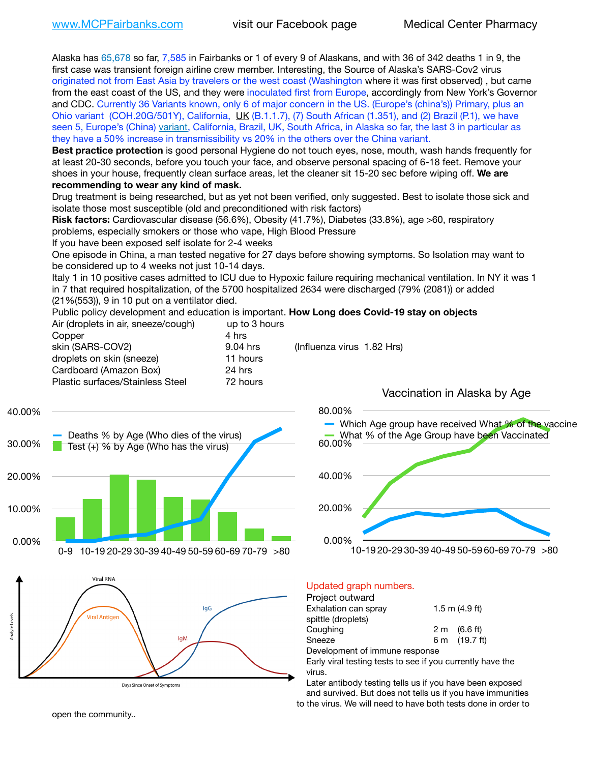www.MCPFairbanks.com visit our Facebook page Medical Center Pharmacy

Alaska has 65,678 so far, 7,585 in Fairbanks or 1 of every 9 of Alaskans, and with 36 of 342 deaths 1 in 9, the first case was transient foreign airline crew member. Interesting, the Source of Alaska's SARS-Cov2 virus originated not from East Asia by travelers or the west coast (Washington where it was first observed) , but came from the east coast of the US, and they were inoculated first from Europe, accordingly from New York's Governor and CDC. Currently 36 Variants known, only 6 of major concern in the US. (Europe's (china's)) Primary, plus an Ohio variant (COH.20G/501Y), California, UK (B.1.1.7), (7) South African (1.351), and (2) Brazil (P.1), we have seen 5, Europe's (China) variant, California, Brazil, UK, South Africa, in Alaska so far, the last 3 in particular as they have a 50% increase in transmissibility vs 20% in the others over the China variant.

**Best practice protection** is good personal Hygiene do not touch eyes, nose, mouth, wash hands frequently for at least 20-30 seconds, before you touch your face, and observe personal spacing of 6-18 feet. Remove your shoes in your house, frequently clean surface areas, let the cleaner sit 15-20 sec before wiping off. **We are recommending to wear any kind of mask.**

Drug treatment is being researched, but as yet not been verified, only suggested. Best to isolate those sick and isolate those most susceptible (old and preconditioned with risk factors)

**Risk factors:** Cardiovascular disease (56.6%), Obesity (41.7%), Diabetes (33.8%), age >60, respiratory problems, especially smokers or those who vape, High Blood Pressure

If you have been exposed self isolate for 2-4 weeks

One episode in China, a man tested negative for 27 days before showing symptoms. So Isolation may want to be considered up to 4 weeks not just 10-14 days.

Italy 1 in 10 positive cases admitted to ICU due to Hypoxic failure requiring mechanical ventilation. In NY it was 1 in 7 that required hospitalization, of the 5700 hospitalized 2634 were discharged (79% (2081)) or added (21%(553)), 9 in 10 put on a ventilator died.

Public policy development and education is important. **How Long does Covid-19 stay on objects**

| | | |
|---|---|---|
| Air (droplets in air, sneeze/cough) | up to 3 hours | |
| Copper | 4 hrs | |
| skin (SARS-COV2) | 9.04 hrs | (Influenza virus 1.82 Hrs) |
| droplets on skin (sneeze) | 11 hours | |
| Cardboard (Amazon Box) | 24 hrs | |
| Plastic surfaces/Stainless Steel | 72 hours | |

40.00%
30.00%
20.00%
10.00%
0.00%
Deaths % by Age (Who dies of the virus)
Test (+) % by Age (Who has the virus)
0-9 10-19 20-29 30-39 40-49 50-59 60-69 70-79 >80

Vaccination in Alaska by Age
80.00%
60.00%
40.00%
20.00%
0.00%
Which Age group have received What % of the vaccine
What % of the Age Group have been Vaccinated
10-19 20-29 30-39 40-49 50-59 60-69 70-79 >80

Viral RNA
Viral Antigen
IgG
IgM
Analyte Levels
Days Since Onset of Symptoms

Updated graph numbers.

Project outward

| | |
|---|---|
| Exhalation can spray spittle (droplets) | 1.5 m (4.9 ft) |
| Coughing | 2 m (6.6 ft) |
| Sneeze | 6 m (19.7 ft) |

Development of immune response

Early viral testing tests to see if you currently have the virus.

Later antibody testing tells us if you have been exposed and survived. But does not tells us if you have immunities to the virus. We will need to have both tests done in order to open the community..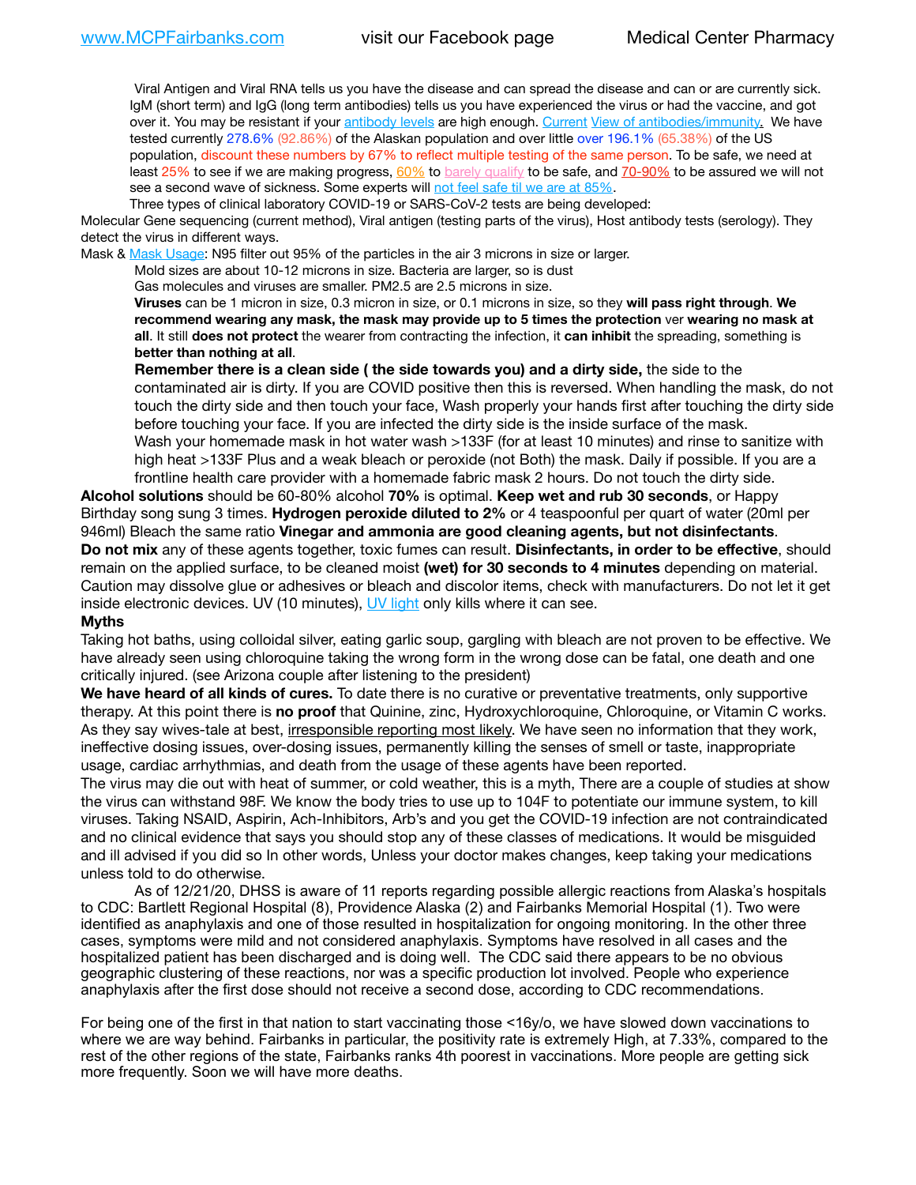Viral Antigen and Viral RNA tells us you have the disease and can spread the disease and can or are currently sick. IgM (short term) and IgG (long term antibodies) tells us you have experienced the virus or had the vaccine, and got over it. You may be resistant if your antibody levels are high enough. Current View of antibodies/immunity. We have tested currently 278.6% (92.86%) of the Alaskan population and over little over 196.1% (65.38%) of the US population, discount these numbers by 67% to reflect multiple testing of the same person. To be safe, we need at least 25% to see if we are making progress, 60% to barely qualify to be safe, and 70-90% to be assured we will not see a second wave of sickness. Some experts will not feel safe til we are at 85%.

Three types of clinical laboratory COVID-19 or SARS-CoV-2 tests are being developed:

Molecular Gene sequencing (current method), Viral antigen (testing parts of the virus), Host antibody tests (serology). They detect the virus in different ways.

Mask & Mask Usage: N95 filter out 95% of the particles in the air 3 microns in size or larger.

Mold sizes are about 10-12 microns in size. Bacteria are larger, so is dust

Gas molecules and viruses are smaller. PM2.5 are 2.5 microns in size.

**Viruses** can be 1 micron in size, 0.3 micron in size, or 0.1 microns in size, so they **will pass right through**. **We recommend wearing any mask, the mask may provide up to 5 times the protection** ver **wearing no mask at all**. It still **does not protect** the wearer from contracting the infection, it **can inhibit** the spreading, something is **better than nothing at all**.

**Remember there is a clean side ( the side towards you) and a dirty side,** the side to the contaminated air is dirty. If you are COVID positive then this is reversed. When handling the mask, do not touch the dirty side and then touch your face, Wash properly your hands first after touching the dirty side before touching your face. If you are infected the dirty side is the inside surface of the mask.

Wash your homemade mask in hot water wash >133F (for at least 10 minutes) and rinse to sanitize with high heat >133F Plus and a weak bleach or peroxide (not Both) the mask. Daily if possible. If you are a frontline health care provider with a homemade fabric mask 2 hours. Do not touch the dirty side.

**Alcohol solutions** should be 60-80% alcohol **70%** is optimal. **Keep wet and rub 30 seconds**, or Happy Birthday song sung 3 times. **Hydrogen peroxide diluted to 2%** or 4 teaspoonful per quart of water (20ml per 946ml) Bleach the same ratio **Vinegar and ammonia are good cleaning agents, but not disinfectants**. **Do not mix** any of these agents together, toxic fumes can result. **Disinfectants, in order to be effective**, should remain on the applied surface, to be cleaned moist **(wet) for 30 seconds to 4 minutes** depending on material. Caution may dissolve glue or adhesives or bleach and discolor items, check with manufacturers. Do not let it get inside electronic devices. UV (10 minutes), UV light only kills where it can see.

**Myths**

Taking hot baths, using colloidal silver, eating garlic soup, gargling with bleach are not proven to be effective. We have already seen using chloroquine taking the wrong form in the wrong dose can be fatal, one death and one critically injured. (see Arizona couple after listening to the president)

**We have heard of all kinds of cures.** To date there is no curative or preventative treatments, only supportive therapy. At this point there is **no proof** that Quinine, zinc, Hydroxychloroquine, Chloroquine, or Vitamin C works. As they say wives-tale at best, irresponsible reporting most likely. We have seen no information that they work, ineffective dosing issues, over-dosing issues, permanently killing the senses of smell or taste, inappropriate usage, cardiac arrhythmias, and death from the usage of these agents have been reported.

The virus may die out with heat of summer, or cold weather, this is a myth, There are a couple of studies at show the virus can withstand 98F. We know the body tries to use up to 104F to potentiate our immune system, to kill viruses. Taking NSAID, Aspirin, Ach-Inhibitors, Arb's and you get the COVID-19 infection are not contraindicated and no clinical evidence that says you should stop any of these classes of medications. It would be misguided and ill advised if you did so In other words, Unless your doctor makes changes, keep taking your medications unless told to do otherwise.

As of 12/21/20, DHSS is aware of 11 reports regarding possible allergic reactions from Alaska's hospitals to CDC: Bartlett Regional Hospital (8), Providence Alaska (2) and Fairbanks Memorial Hospital (1). Two were identified as anaphylaxis and one of those resulted in hospitalization for ongoing monitoring. In the other three cases, symptoms were mild and not considered anaphylaxis. Symptoms have resolved in all cases and the hospitalized patient has been discharged and is doing well. The CDC said there appears to be no obvious geographic clustering of these reactions, nor was a specific production lot involved. People who experience anaphylaxis after the first dose should not receive a second dose, according to CDC recommendations.

For being one of the first in that nation to start vaccinating those <16y/o, we have slowed down vaccinations to where we are way behind. Fairbanks in particular, the positivity rate is extremely High, at 7.33%, compared to the rest of the other regions of the state, Fairbanks ranks 4th poorest in vaccinations. More people are getting sick more frequently. Soon we will have more deaths.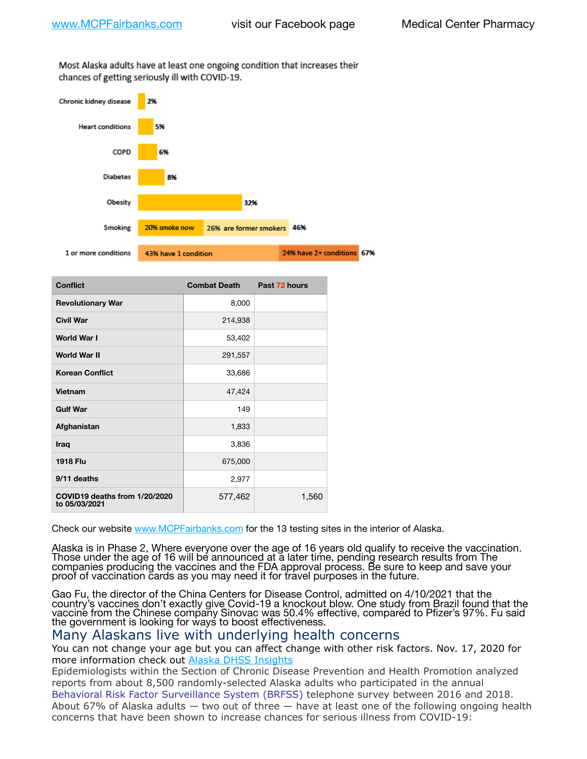Most Alaska adults have at least one ongoing condition that increases their chances of getting seriously ill with COVID-19.

Chronic kidney disease 2%

Heart conditions 5%

COPD 6%

Diabetes 8%

Obesity 32%

Smoking 20% smoke now 26% are former smokers 46%

1 or more conditions 43% have 1 condition 24% have 2+ conditions 67%

| Conflict | Combat Death | Past 72 hours |
|---|---|---|
| Revolutionary War | 8,000 | |
| Civil War | 214,938 | |
| World War I | 53,402 | |
| World War II | 291,557 | |
| Korean Conflict | 33,686 | |
| Vietnam | 47,424 | |
| Gulf War | 149 | |
| Afghanistan | 1,833 | |
| Iraq | 3,836 | |
| 1918 Flu | 675,000 | |
| 9/11 deaths | 2,977 | |
| COVID19 deaths from 1/20/2020 to 05/03/2021 | 577,462 | 1,560 |

Check our website www.MCPFairbanks.com for the 13 testing sites in the interior of Alaska.

Alaska is in Phase 2, Where everyone over the age of 16 years old qualify to receive the vaccination. Those under the age of 16 will be announced at a later time, pending research results from The companies producing the vaccines and the FDA approval process. Be sure to keep and save your proof of vaccination cards as you may need it for travel purposes in the future.

Gao Fu, the director of the China Centers for Disease Control, admitted on 4/10/2021 that the country's vaccines don't exactly give Covid-19 a knockout blow. One study from Brazil found that the vaccine from the Chinese company Sinovac was 50.4% effective, compared to Pfizer's 97%. Fu said the government is looking for ways to boost effectiveness.

## Many Alaskans live with underlying health concerns

You can not change your age but you can affect change with other risk factors. Nov. 17, 2020 for more information check out Alaska DHSS Insights

Epidemiologists within the Section of Chronic Disease Prevention and Health Promotion analyzed reports from about 8,500 randomly-selected Alaska adults who participated in the annual Behavioral Risk Factor Surveillance System (BRFSS) telephone survey between 2016 and 2018. About 67% of Alaska adults — two out of three — have at least one of the following ongoing health concerns that have been shown to increase chances for serious illness from COVID-19: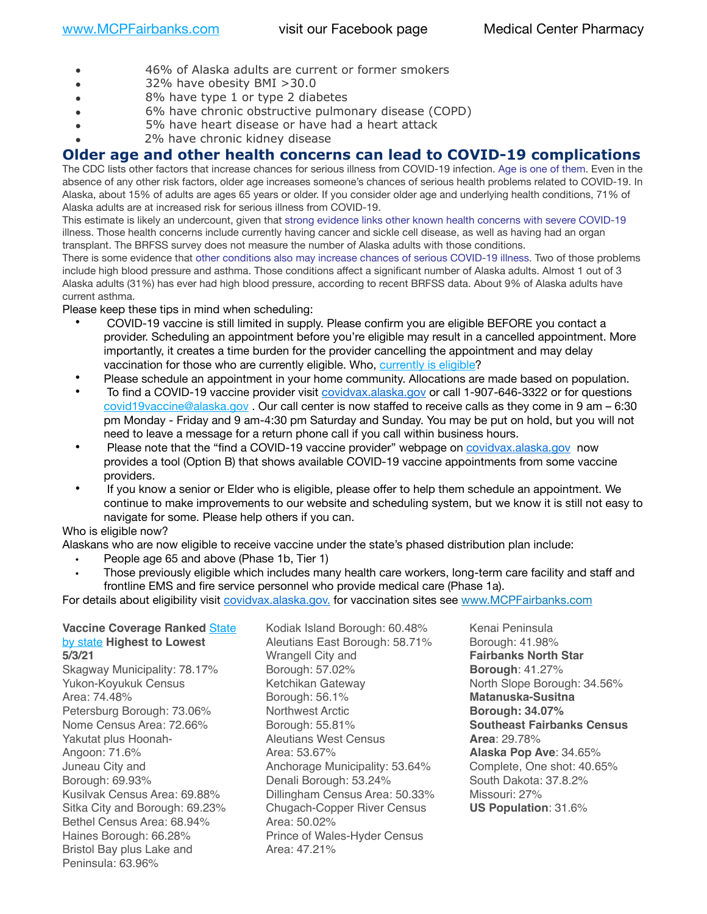- 46% of Alaska adults are current or former smokers
- 32% have obesity BMI >30.0
- 8% have type 1 or type 2 diabetes
- 6% have chronic obstructive pulmonary disease (COPD)
- 5% have heart disease or have had a heart attack
- 2% have chronic kidney disease

## Older age and other health concerns can lead to COVID-19 complications

The CDC lists other factors that increase chances for serious illness from COVID-19 infection. Age is one of them. Even in the absence of any other risk factors, older age increases someone's chances of serious health problems related to COVID-19. In Alaska, about 15% of adults are ages 65 years or older. If you consider older age and underlying health conditions, 71% of Alaska adults are at increased risk for serious illness from COVID-19.

This estimate is likely an undercount, given that strong evidence links other known health concerns with severe COVID-19 illness. Those health concerns include currently having cancer and sickle cell disease, as well as having had an organ transplant. The BRFSS survey does not measure the number of Alaska adults with those conditions.

There is some evidence that other conditions also may increase chances of serious COVID-19 illness. Two of those problems include high blood pressure and asthma. Those conditions affect a significant number of Alaska adults. Almost 1 out of 3 Alaska adults (31%) has ever had high blood pressure, according to recent BRFSS data. About 9% of Alaska adults have current asthma.

Please keep these tips in mind when scheduling:

- COVID-19 vaccine is still limited in supply. Please confirm you are eligible BEFORE you contact a provider. Scheduling an appointment before you're eligible may result in a cancelled appointment. More importantly, it creates a time burden for the provider cancelling the appointment and may delay vaccination for those who are currently eligible. Who, currently is eligible?
- Please schedule an appointment in your home community. Allocations are made based on population.
- To find a COVID-19 vaccine provider visit covidvax.alaska.gov or call 1-907-646-3322 or for questions covid19vaccine@alaska.gov . Our call center is now staffed to receive calls as they come in 9 am – 6:30 pm Monday - Friday and 9 am-4:30 pm Saturday and Sunday. You may be put on hold, but you will not need to leave a message for a return phone call if you call within business hours.
- Please note that the "find a COVID-19 vaccine provider" webpage on covidvax.alaska.gov now provides a tool (Option B) that shows available COVID-19 vaccine appointments from some vaccine providers.
- If you know a senior or Elder who is eligible, please offer to help them schedule an appointment. We continue to make improvements to our website and scheduling system, but we know it is still not easy to navigate for some. Please help others if you can.

Who is eligible now?

Alaskans who are now eligible to receive vaccine under the state's phased distribution plan include:

- People age 65 and above (Phase 1b, Tier 1)
- Those previously eligible which includes many health care workers, long-term care facility and staff and frontline EMS and fire service personnel who provide medical care (Phase 1a).

For details about eligibility visit covidvax.alaska.gov. for vaccination sites see www.MCPFairbanks.com

**Vaccine Coverage Ranked** State by state **Highest to Lowest 5/3/21**

Skagway Municipality: 78.17%
Yukon-Koyukuk Census Area: 74.48%
Petersburg Borough: 73.06%
Nome Census Area: 72.66%
Yakutat plus Hoonah-Angoon: 71.6%
Juneau City and Borough: 69.93%
Kusilvak Census Area: 69.88%
Sitka City and Borough: 69.23%
Bethel Census Area: 68.94%
Haines Borough: 66.28%
Bristol Bay plus Lake and Peninsula: 63.96%
Kodiak Island Borough: 60.48%
Aleutians East Borough: 58.71%
Wrangell City and Borough: 57.02%
Ketchikan Gateway Borough: 56.1%
Northwest Arctic Borough: 55.81%
Aleutians West Census Area: 53.67%
Anchorage Municipality: 53.64%
Denali Borough: 53.24%
Dillingham Census Area: 50.33%
Chugach-Copper River Census Area: 50.02%
Prince of Wales-Hyder Census Area: 47.21%
Kenai Peninsula Borough: 41.98%
**Fairbanks North Star Borough**: 41.27%
North Slope Borough: 34.56%
**Matanuska-Susitna Borough: 34.07%**
**Southeast Fairbanks Census Area**: 29.78%
**Alaska Pop Ave**: 34.65%
Complete, One shot: 40.65%
South Dakota: 37.8.2%
Missouri: 27%
**US Population**: 31.6%